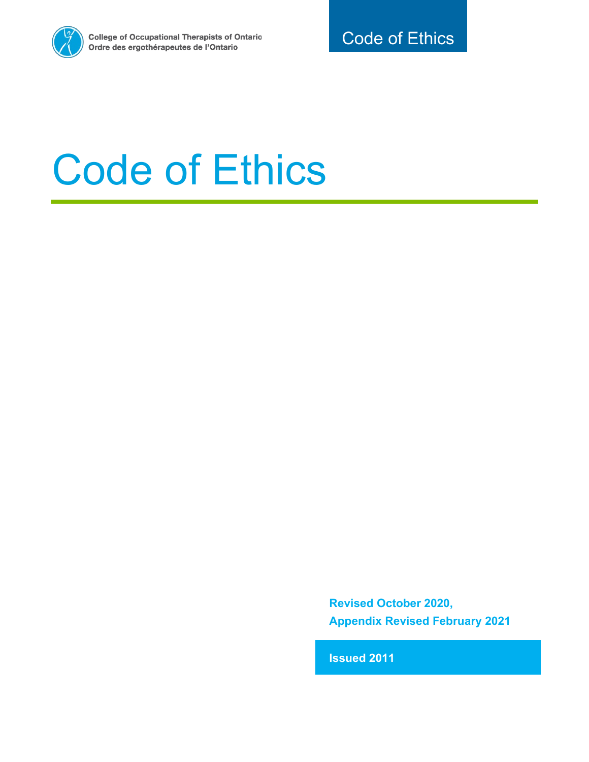College of Occupational Therapists of Ontario
Ordre des ergothérapeutes de l'Ontario

Code of Ethics

# Code of Ethics

**Revised October 2020,**
**Appendix Revised February 2021**

**Issued 2011**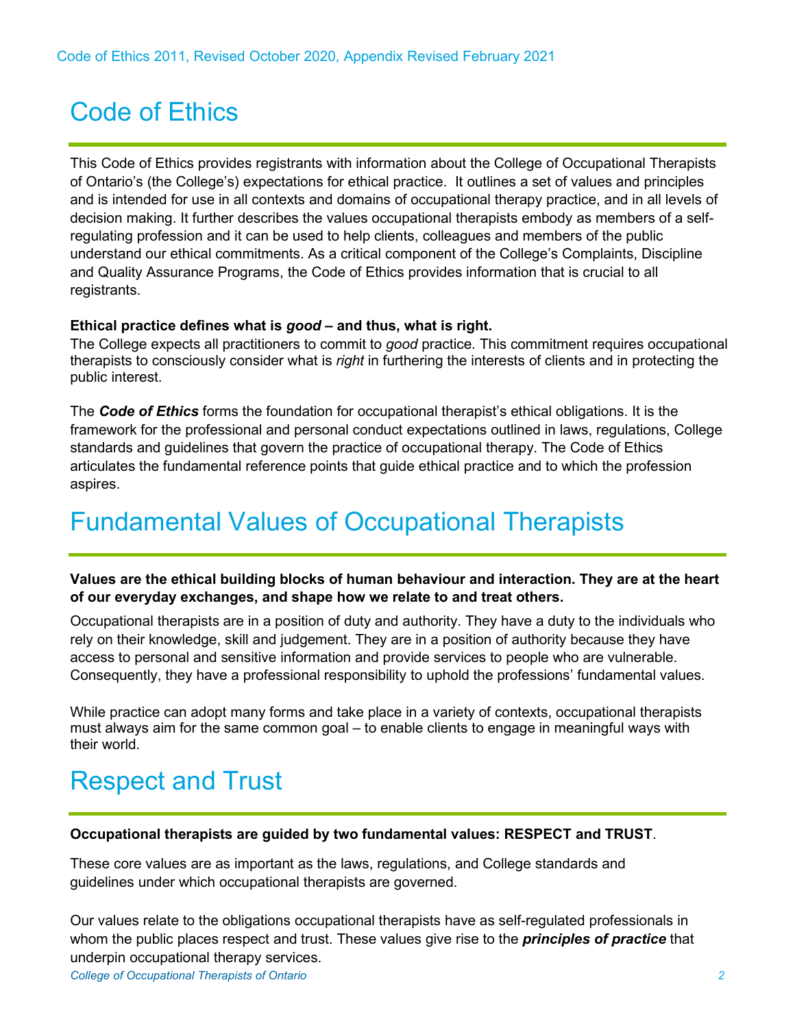# Code of Ethics

This Code of Ethics provides registrants with information about the College of Occupational Therapists of Ontario's (the College's) expectations for ethical practice. It outlines a set of values and principles and is intended for use in all contexts and domains of occupational therapy practice, and in all levels of decision making. It further describes the values occupational therapists embody as members of a self-regulating profession and it can be used to help clients, colleagues and members of the public understand our ethical commitments. As a critical component of the College's Complaints, Discipline and Quality Assurance Programs, the Code of Ethics provides information that is crucial to all registrants.

**Ethical practice defines what is *good* – and thus, what is right.**

The College expects all practitioners to commit to *good* practice. This commitment requires occupational therapists to consciously consider what is *right* in furthering the interests of clients and in protecting the public interest.

The ***Code of Ethics*** forms the foundation for occupational therapist's ethical obligations. It is the framework for the professional and personal conduct expectations outlined in laws, regulations, College standards and guidelines that govern the practice of occupational therapy. The Code of Ethics articulates the fundamental reference points that guide ethical practice and to which the profession aspires.

# Fundamental Values of Occupational Therapists

**Values are the ethical building blocks of human behaviour and interaction. They are at the heart of our everyday exchanges, and shape how we relate to and treat others.**

Occupational therapists are in a position of duty and authority. They have a duty to the individuals who rely on their knowledge, skill and judgement. They are in a position of authority because they have access to personal and sensitive information and provide services to people who are vulnerable. Consequently, they have a professional responsibility to uphold the professions' fundamental values.

While practice can adopt many forms and take place in a variety of contexts, occupational therapists must always aim for the same common goal – to enable clients to engage in meaningful ways with their world.

# Respect and Trust

**Occupational therapists are guided by two fundamental values: RESPECT and TRUST**.

These core values are as important as the laws, regulations, and College standards and guidelines under which occupational therapists are governed.

Our values relate to the obligations occupational therapists have as self-regulated professionals in whom the public places respect and trust. These values give rise to the ***principles of practice*** that underpin occupational therapy services.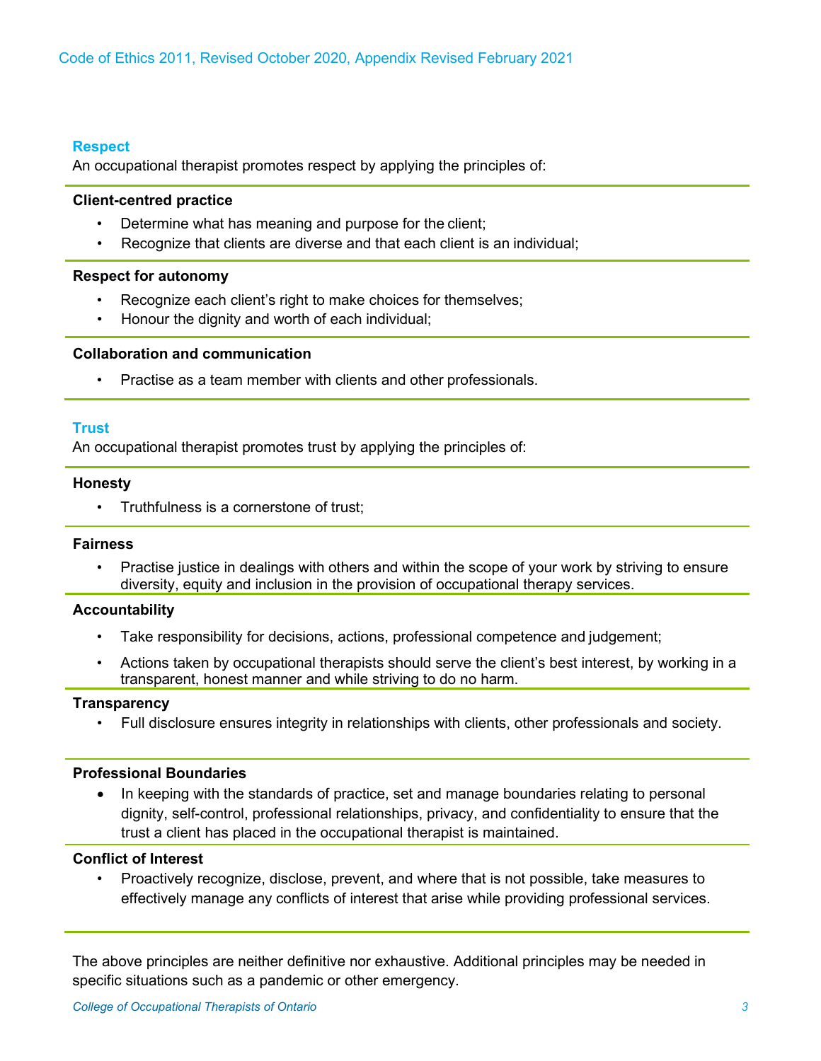## Respect

An occupational therapist promotes respect by applying the principles of:

**Client-centred practice**

- Determine what has meaning and purpose for the client;
- Recognize that clients are diverse and that each client is an individual;

**Respect for autonomy**

- Recognize each client's right to make choices for themselves;
- Honour the dignity and worth of each individual;

**Collaboration and communication**

- Practise as a team member with clients and other professionals.

## Trust

An occupational therapist promotes trust by applying the principles of:

**Honesty**

- Truthfulness is a cornerstone of trust;

**Fairness**

- Practise justice in dealings with others and within the scope of your work by striving to ensure diversity, equity and inclusion in the provision of occupational therapy services.

**Accountability**

- Take responsibility for decisions, actions, professional competence and judgement;
- Actions taken by occupational therapists should serve the client's best interest, by working in a transparent, honest manner and while striving to do no harm.

**Transparency**

- Full disclosure ensures integrity in relationships with clients, other professionals and society.

**Professional Boundaries**

- In keeping with the standards of practice, set and manage boundaries relating to personal dignity, self-control, professional relationships, privacy, and confidentiality to ensure that the trust a client has placed in the occupational therapist is maintained.

**Conflict of Interest**

- Proactively recognize, disclose, prevent, and where that is not possible, take measures to effectively manage any conflicts of interest that arise while providing professional services.

The above principles are neither definitive nor exhaustive. Additional principles may be needed in specific situations such as a pandemic or other emergency.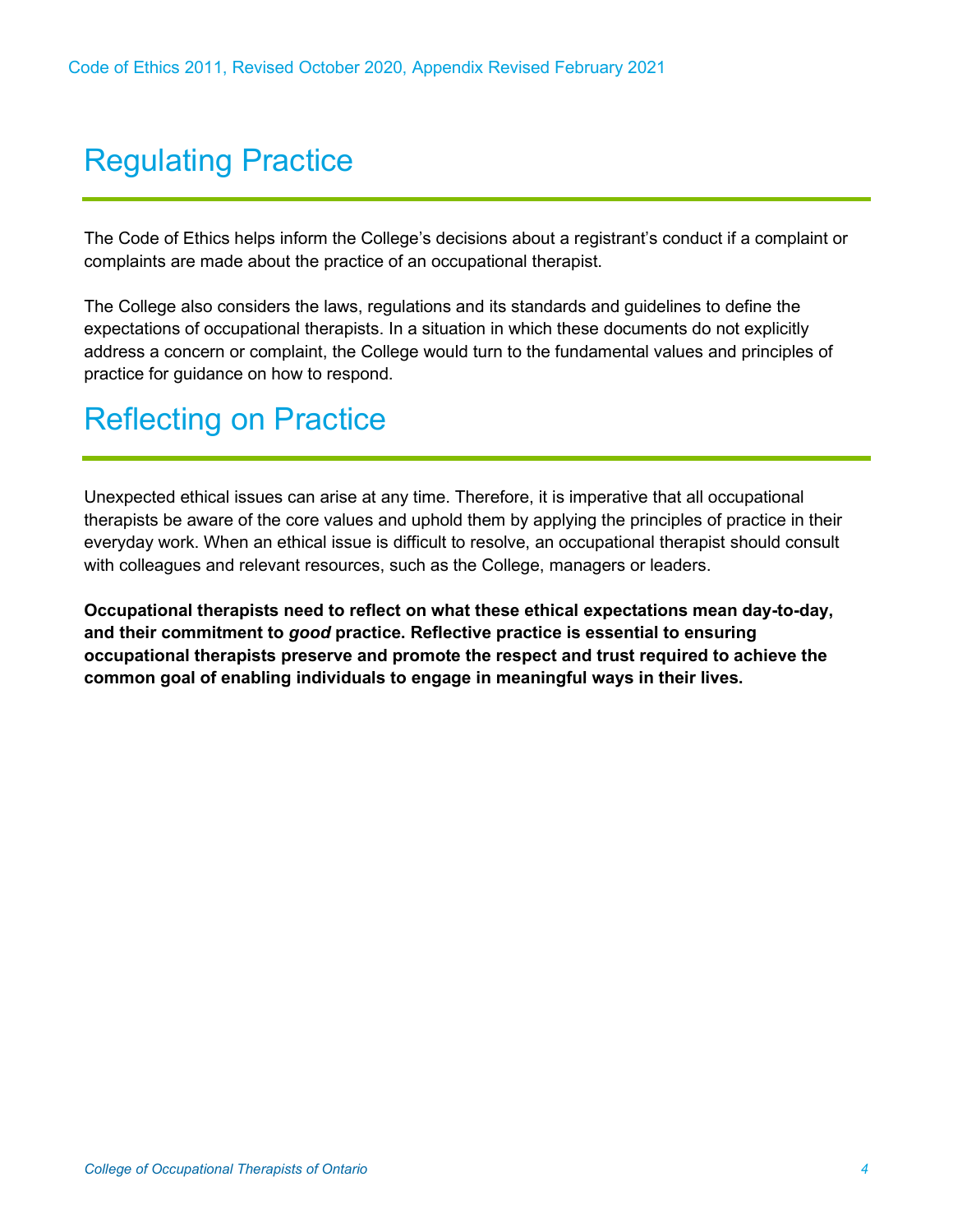# Regulating Practice

The Code of Ethics helps inform the College's decisions about a registrant's conduct if a complaint or complaints are made about the practice of an occupational therapist.

The College also considers the laws, regulations and its standards and guidelines to define the expectations of occupational therapists. In a situation in which these documents do not explicitly address a concern or complaint, the College would turn to the fundamental values and principles of practice for guidance on how to respond.

# Reflecting on Practice

Unexpected ethical issues can arise at any time. Therefore, it is imperative that all occupational therapists be aware of the core values and uphold them by applying the principles of practice in their everyday work. When an ethical issue is difficult to resolve, an occupational therapist should consult with colleagues and relevant resources, such as the College, managers or leaders.

**Occupational therapists need to reflect on what these ethical expectations mean day-to-day, and their commitment to *good* practice. Reflective practice is essential to ensuring occupational therapists preserve and promote the respect and trust required to achieve the common goal of enabling individuals to engage in meaningful ways in their lives.**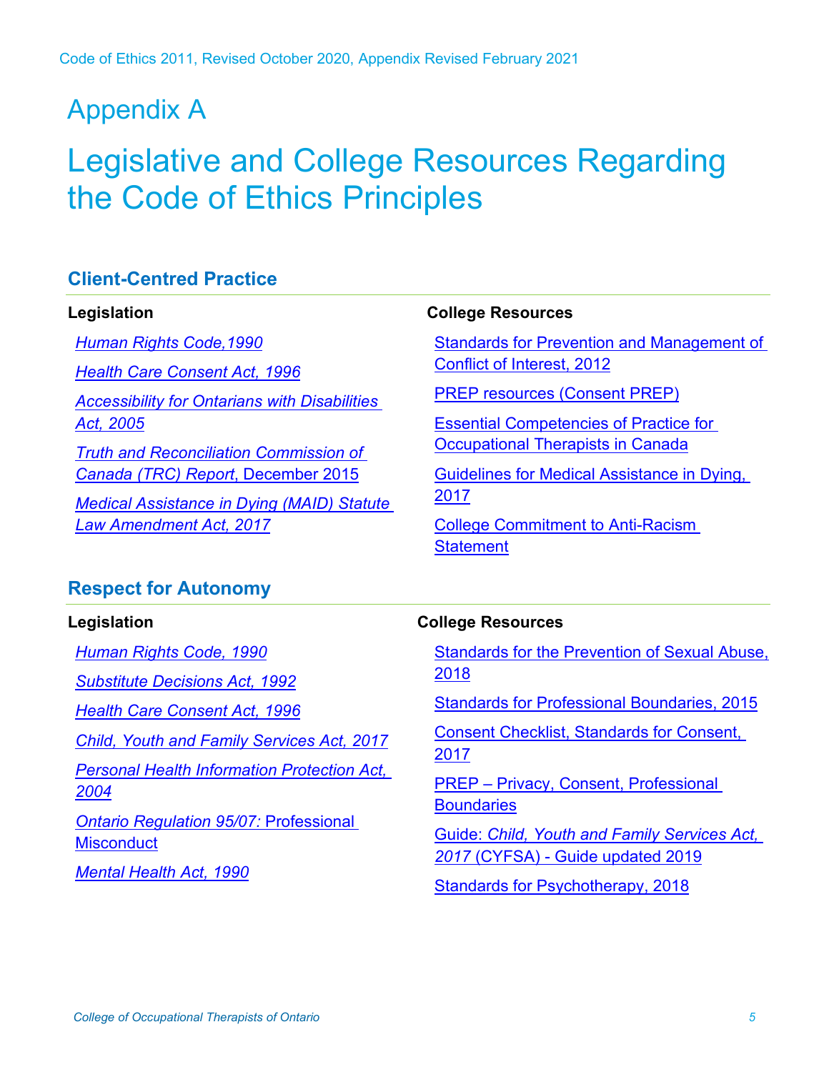# Appendix A

# Legislative and College Resources Regarding the Code of Ethics Principles

## Client-Centred Practice

**Legislation**

- *Human Rights Code,1990*
- *Health Care Consent Act, 1996*
- *Accessibility for Ontarians with Disabilities Act, 2005*
- *Truth and Reconciliation Commission of Canada (TRC) Report*, December 2015
- *Medical Assistance in Dying (MAID) Statute Law Amendment Act, 2017*

**College Resources**

- Standards for Prevention and Management of Conflict of Interest, 2012
- PREP resources (Consent PREP)
- Essential Competencies of Practice for Occupational Therapists in Canada
- Guidelines for Medical Assistance in Dying, 2017
- College Commitment to Anti-Racism Statement

## Respect for Autonomy

**Legislation**

- *Human Rights Code, 1990*
- *Substitute Decisions Act, 1992*
- *Health Care Consent Act, 1996*
- *Child, Youth and Family Services Act, 2017*
- *Personal Health Information Protection Act, 2004*
- *Ontario Regulation 95/07:* Professional Misconduct
- *Mental Health Act, 1990*

**College Resources**

- Standards for the Prevention of Sexual Abuse, 2018
- Standards for Professional Boundaries, 2015
- Consent Checklist, Standards for Consent, 2017
- PREP – Privacy, Consent, Professional Boundaries
- Guide: *Child, Youth and Family Services Act, 2017* (CYFSA) - Guide updated 2019
- Standards for Psychotherapy, 2018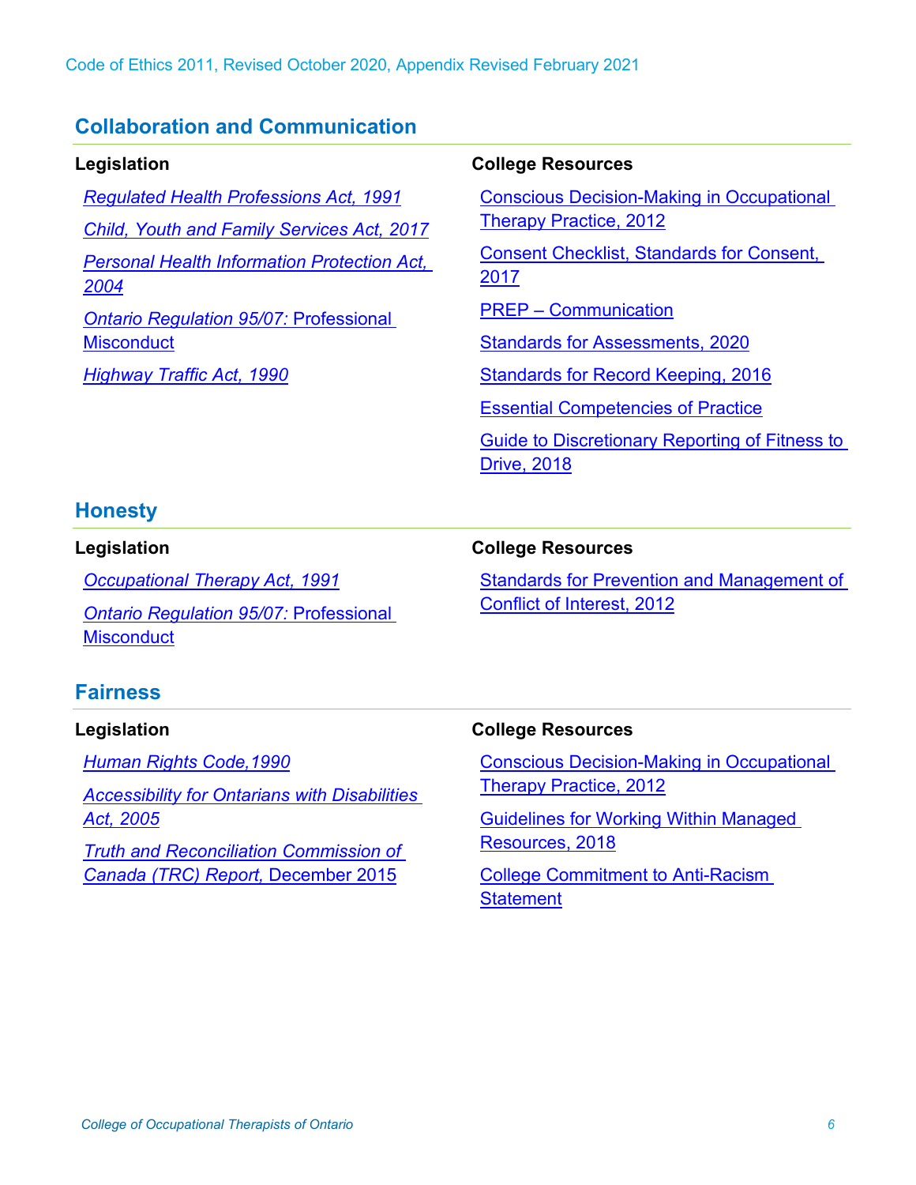## Collaboration and Communication

**Legislation**

- *Regulated Health Professions Act, 1991*
- *Child, Youth and Family Services Act, 2017*
- *Personal Health Information Protection Act, 2004*
- *Ontario Regulation 95/07:* Professional Misconduct
- *Highway Traffic Act, 1990*

**College Resources**

- Conscious Decision-Making in Occupational Therapy Practice, 2012
- Consent Checklist, Standards for Consent, 2017
- PREP – Communication
- Standards for Assessments, 2020
- Standards for Record Keeping, 2016
- Essential Competencies of Practice
- Guide to Discretionary Reporting of Fitness to Drive, 2018

## Honesty

**Legislation**

- *Occupational Therapy Act, 1991*
- *Ontario Regulation 95/07:* Professional Misconduct

**College Resources**

- Standards for Prevention and Management of Conflict of Interest, 2012

## Fairness

**Legislation**

- *Human Rights Code,1990*
- *Accessibility for Ontarians with Disabilities Act, 2005*
- *Truth and Reconciliation Commission of Canada (TRC) Report,* December 2015

**College Resources**

- Conscious Decision-Making in Occupational Therapy Practice, 2012
- Guidelines for Working Within Managed Resources, 2018
- College Commitment to Anti-Racism Statement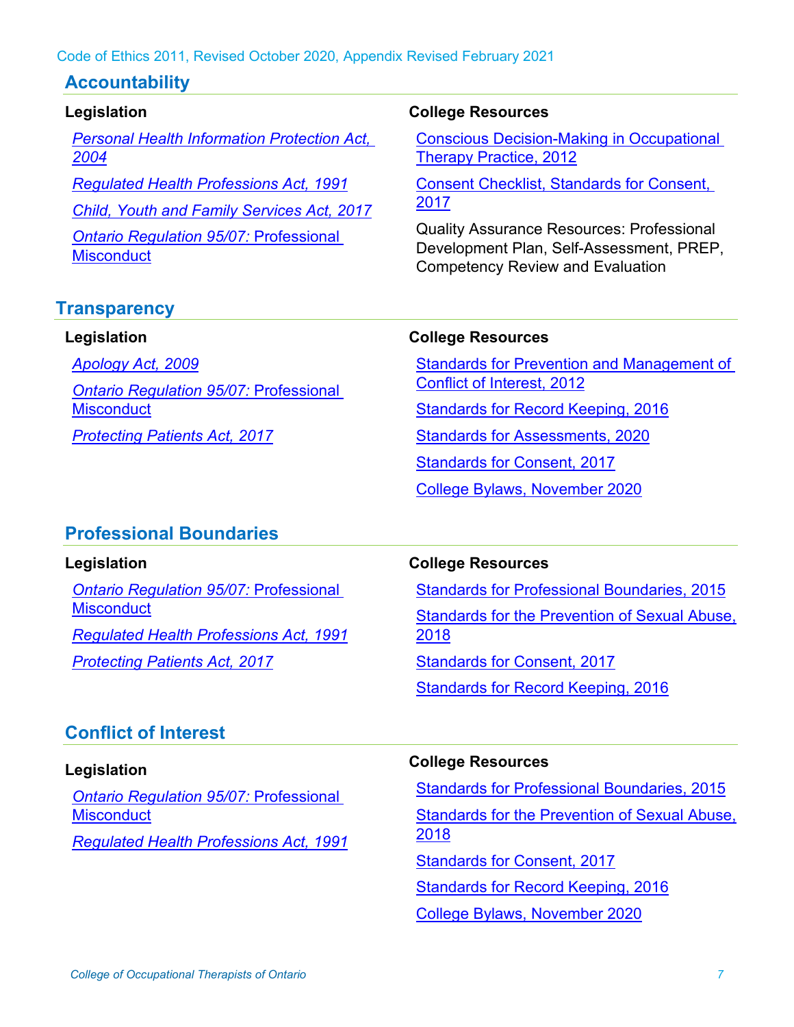Code of Ethics 2011, Revised October 2020, Appendix Revised February 2021

## Accountability

**Legislation**

- *Personal Health Information Protection Act, 2004*
- *Regulated Health Professions Act, 1991*
- *Child, Youth and Family Services Act, 2017*
- *Ontario Regulation 95/07:* Professional Misconduct

**College Resources**

- Conscious Decision-Making in Occupational Therapy Practice, 2012
- Consent Checklist, Standards for Consent, 2017
- Quality Assurance Resources: Professional Development Plan, Self-Assessment, PREP, Competency Review and Evaluation

## Transparency

**Legislation**

- *Apology Act, 2009*
- *Ontario Regulation 95/07:* Professional Misconduct
- *Protecting Patients Act, 2017*

**College Resources**

- Standards for Prevention and Management of Conflict of Interest, 2012
- Standards for Record Keeping, 2016
- Standards for Assessments, 2020
- Standards for Consent, 2017
- College Bylaws, November 2020

## Professional Boundaries

**Legislation**

- *Ontario Regulation 95/07:* Professional Misconduct
- *Regulated Health Professions Act, 1991*
- *Protecting Patients Act, 2017*

**College Resources**

- Standards for Professional Boundaries, 2015
- Standards for the Prevention of Sexual Abuse, 2018
- Standards for Consent, 2017
- Standards for Record Keeping, 2016

## Conflict of Interest

**Legislation**

- *Ontario Regulation 95/07:* Professional Misconduct
- *Regulated Health Professions Act, 1991*

**College Resources**

- Standards for Professional Boundaries, 2015
- Standards for the Prevention of Sexual Abuse, 2018
- Standards for Consent, 2017
- Standards for Record Keeping, 2016
- College Bylaws, November 2020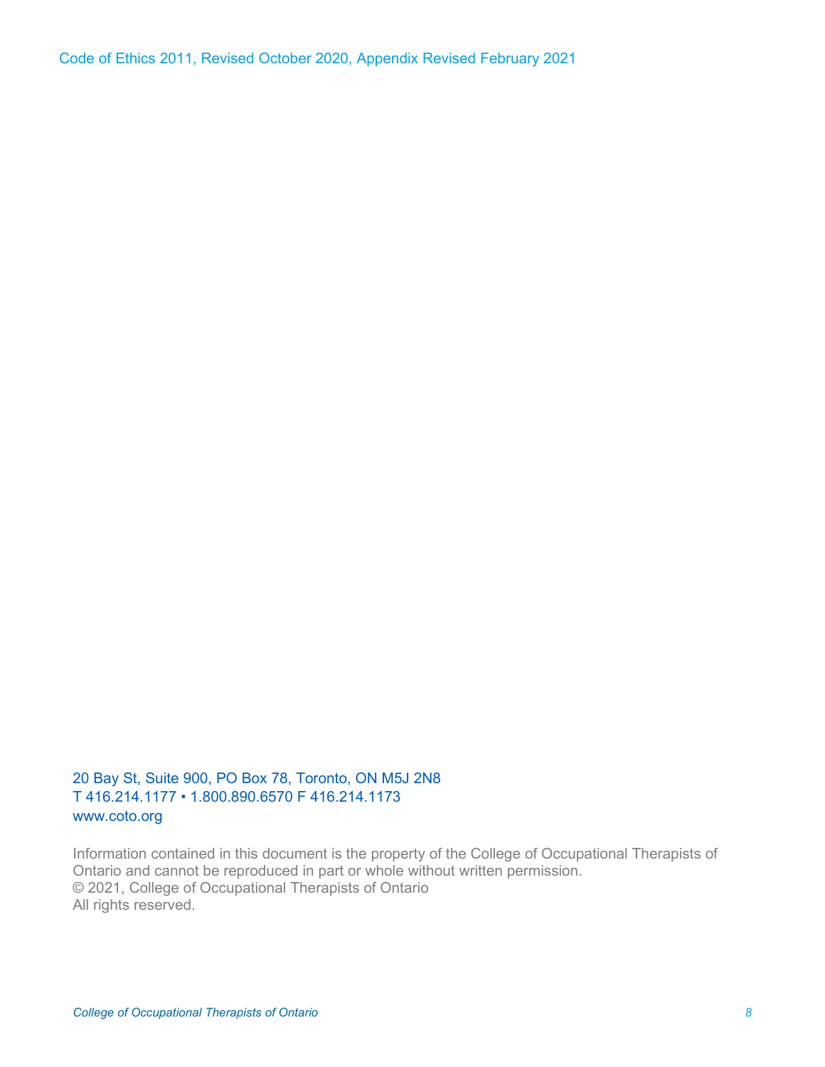20 Bay St, Suite 900, PO Box 78, Toronto, ON M5J 2N8
T 416.214.1177 • 1.800.890.6570 F 416.214.1173
www.coto.org

Information contained in this document is the property of the College of Occupational Therapists of Ontario and cannot be reproduced in part or whole without written permission.
© 2021, College of Occupational Therapists of Ontario
All rights reserved.